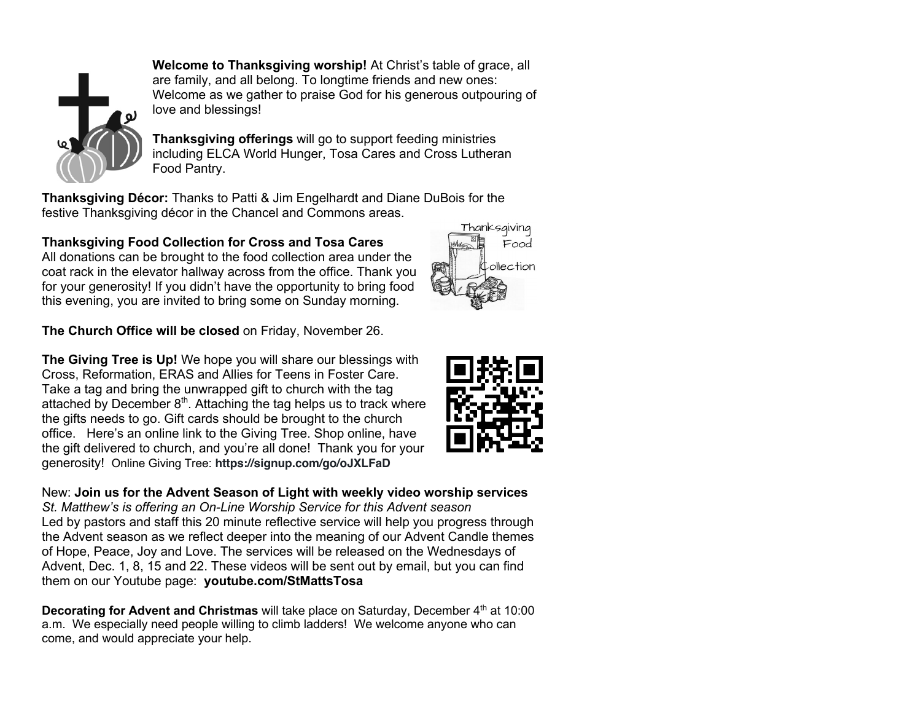**Welcome to Thanksgiving worship!** At Christ's table of grace, all are family, and all belong. To longtime friends and new ones: Welcome as we gather to praise God for his generous outpouring of love and blessings!

**Thanksgiving offerings** will go to support feeding ministries including ELCA World Hunger, Tosa Cares and Cross Lutheran Food Pantry.

**Thanksgiving Décor:** Thanks to Patti & Jim Engelhardt and Diane DuBois for the festive Thanksgiving décor in the Chancel and Commons areas.

**Thanksgiving Food Collection for Cross and Tosa Cares**
All donations can be brought to the food collection area under the coat rack in the elevator hallway across from the office. Thank you for your generosity! If you didn't have the opportunity to bring food this evening, you are invited to bring some on Sunday morning.

**The Church Office will be closed** on Friday, November 26.

**The Giving Tree is Up!** We hope you will share our blessings with Cross, Reformation, ERAS and Allies for Teens in Foster Care. Take a tag and bring the unwrapped gift to church with the tag attached by December 8th. Attaching the tag helps us to track where the gifts needs to go. Gift cards should be brought to the church office. Here's an online link to the Giving Tree. Shop online, have the gift delivered to church, and you're all done! Thank you for your generosity! Online Giving Tree: **https://signup.com/go/oJXLFaD**

New: **Join us for the Advent Season of Light with weekly video worship services**
*St. Matthew's is offering an On-Line Worship Service for this Advent season*
Led by pastors and staff this 20 minute reflective service will help you progress through the Advent season as we reflect deeper into the meaning of our Advent Candle themes of Hope, Peace, Joy and Love. The services will be released on the Wednesdays of Advent, Dec. 1, 8, 15 and 22. These videos will be sent out by email, but you can find them on our Youtube page: **youtube.com/StMattsTosa**

**Decorating for Advent and Christmas** will take place on Saturday, December 4th at 10:00 a.m. We especially need people willing to climb ladders! We welcome anyone who can come, and would appreciate your help.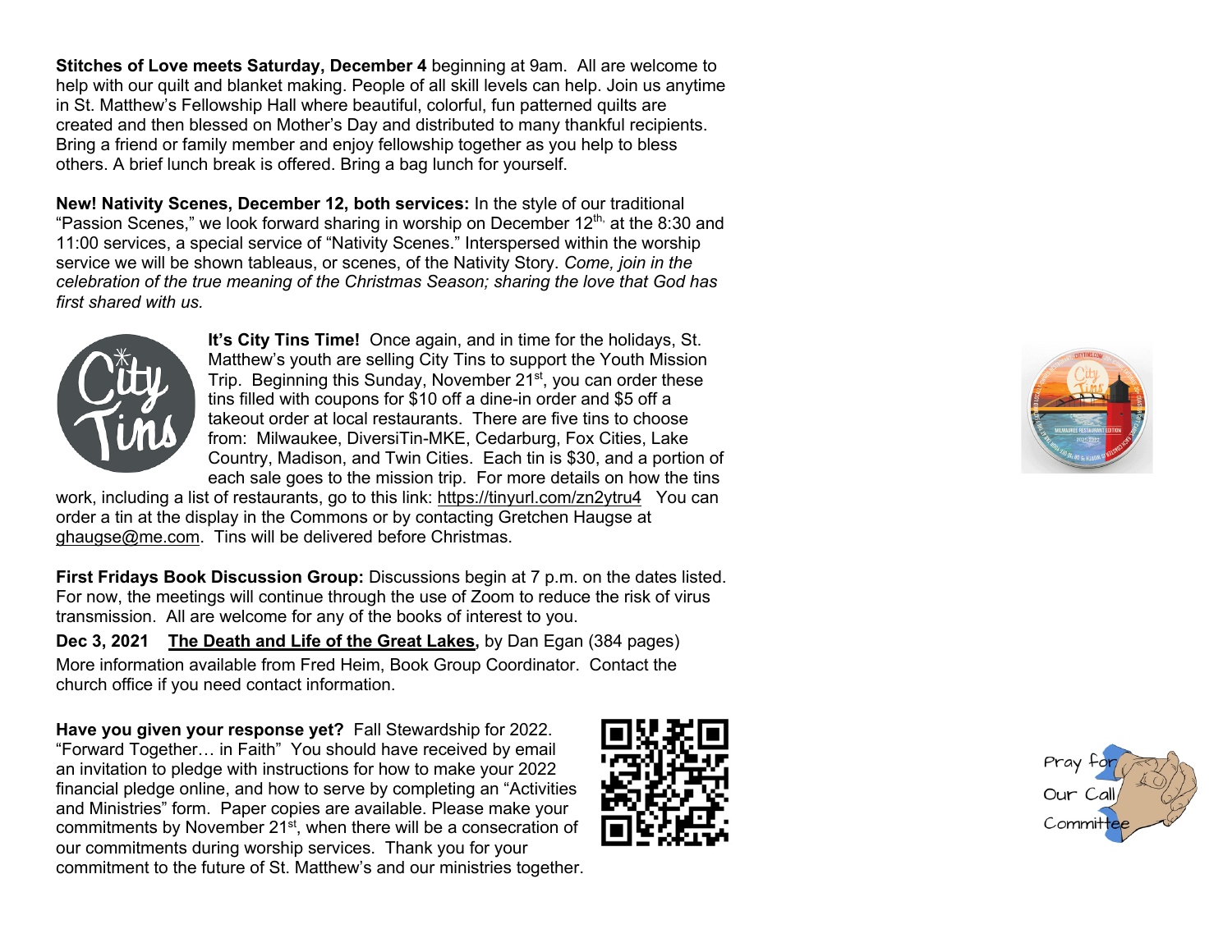**Stitches of Love meets Saturday, December 4** beginning at 9am. All are welcome to help with our quilt and blanket making. People of all skill levels can help. Join us anytime in St. Matthew's Fellowship Hall where beautiful, colorful, fun patterned quilts are created and then blessed on Mother's Day and distributed to many thankful recipients. Bring a friend or family member and enjoy fellowship together as you help to bless others. A brief lunch break is offered. Bring a bag lunch for yourself.

**New! Nativity Scenes, December 12, both services:** In the style of our traditional "Passion Scenes," we look forward sharing in worship on December 12th, at the 8:30 and 11:00 services, a special service of "Nativity Scenes." Interspersed within the worship service we will be shown tableaus, or scenes, of the Nativity Story. *Come, join in the celebration of the true meaning of the Christmas Season; sharing the love that God has first shared with us.*

**It's City Tins Time!** Once again, and in time for the holidays, St. Matthew's youth are selling City Tins to support the Youth Mission Trip. Beginning this Sunday, November 21st, you can order these tins filled with coupons for $10 off a dine-in order and $5 off a takeout order at local restaurants. There are five tins to choose from: Milwaukee, DiversiTin-MKE, Cedarburg, Fox Cities, Lake Country, Madison, and Twin Cities. Each tin is $30, and a portion of each sale goes to the mission trip. For more details on how the tins work, including a list of restaurants, go to this link: https://tinyurl.com/zn2ytru4 You can order a tin at the display in the Commons or by contacting Gretchen Haugse at ghaugse@me.com. Tins will be delivered before Christmas.

**First Fridays Book Discussion Group:** Discussions begin at 7 p.m. on the dates listed. For now, the meetings will continue through the use of Zoom to reduce the risk of virus transmission. All are welcome for any of the books of interest to you.

**Dec 3, 2021** **The Death and Life of the Great Lakes,** by Dan Egan (384 pages)

More information available from Fred Heim, Book Group Coordinator. Contact the church office if you need contact information.

**Have you given your response yet?** Fall Stewardship for 2022. "Forward Together… in Faith" You should have received by email an invitation to pledge with instructions for how to make your 2022 financial pledge online, and how to serve by completing an "Activities and Ministries" form. Paper copies are available. Please make your commitments by November 21st, when there will be a consecration of our commitments during worship services. Thank you for your commitment to the future of St. Matthew's and our ministries together.

Pray for Our Call Committee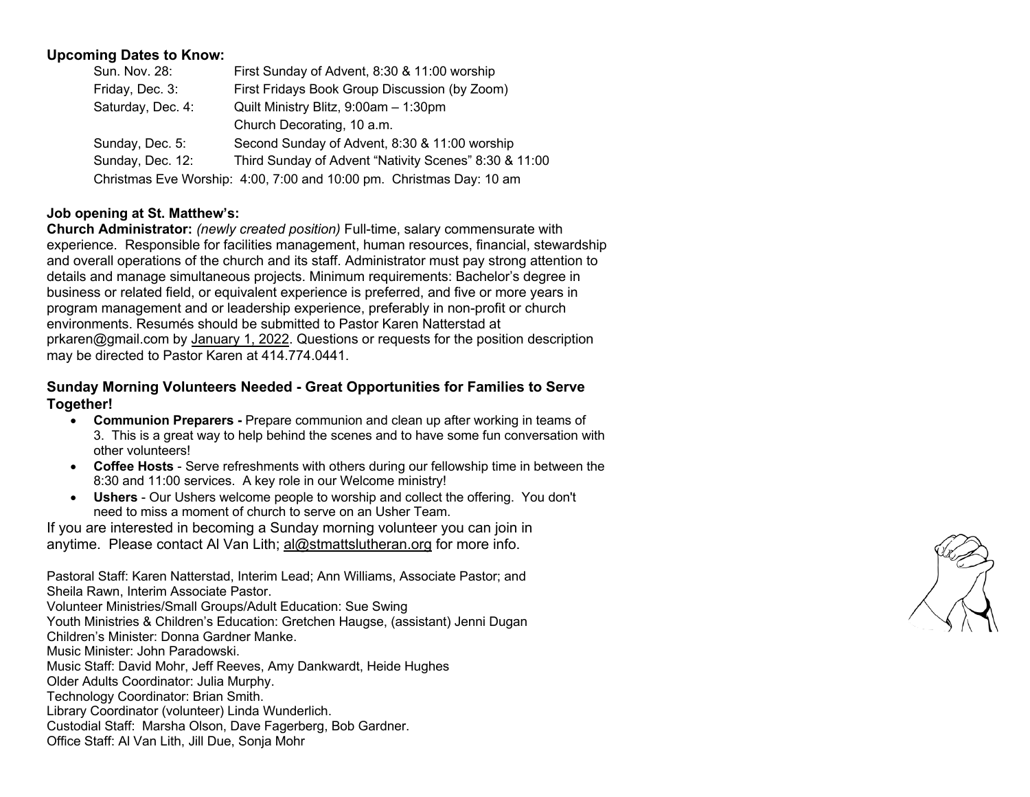**Upcoming Dates to Know:**

| | |
|---|---|
| Sun. Nov. 28: | First Sunday of Advent, 8:30 & 11:00 worship |
| Friday, Dec. 3: | First Fridays Book Group Discussion (by Zoom) |
| Saturday, Dec. 4: | Quilt Ministry Blitz, 9:00am – 1:30pm |
| | Church Decorating, 10 a.m. |
| Sunday, Dec. 5: | Second Sunday of Advent, 8:30 & 11:00 worship |
| Sunday, Dec. 12: | Third Sunday of Advent "Nativity Scenes" 8:30 & 11:00 |

Christmas Eve Worship: 4:00, 7:00 and 10:00 pm. Christmas Day: 10 am

**Job opening at St. Matthew's:**

**Church Administrator:** *(newly created position)* Full-time, salary commensurate with experience. Responsible for facilities management, human resources, financial, stewardship and overall operations of the church and its staff. Administrator must pay strong attention to details and manage simultaneous projects. Minimum requirements: Bachelor's degree in business or related field, or equivalent experience is preferred, and five or more years in program management and or leadership experience, preferably in non-profit or church environments. Resumés should be submitted to Pastor Karen Natterstad at prkaren@gmail.com by January 1, 2022. Questions or requests for the position description may be directed to Pastor Karen at 414.774.0441.

**Sunday Morning Volunteers Needed - Great Opportunities for Families to Serve Together!**

- **Communion Preparers -** Prepare communion and clean up after working in teams of 3. This is a great way to help behind the scenes and to have some fun conversation with other volunteers!
- **Coffee Hosts** - Serve refreshments with others during our fellowship time in between the 8:30 and 11:00 services. A key role in our Welcome ministry!
- **Ushers** - Our Ushers welcome people to worship and collect the offering. You don't need to miss a moment of church to serve on an Usher Team.

If you are interested in becoming a Sunday morning volunteer you can join in anytime. Please contact Al Van Lith; al@stmattslutheran.org for more info.

Pastoral Staff: Karen Natterstad, Interim Lead; Ann Williams, Associate Pastor; and Sheila Rawn, Interim Associate Pastor.
Volunteer Ministries/Small Groups/Adult Education: Sue Swing
Youth Ministries & Children's Education: Gretchen Haugse, (assistant) Jenni Dugan
Children's Minister: Donna Gardner Manke.
Music Minister: John Paradowski.
Music Staff: David Mohr, Jeff Reeves, Amy Dankwardt, Heide Hughes
Older Adults Coordinator: Julia Murphy.
Technology Coordinator: Brian Smith.
Library Coordinator (volunteer) Linda Wunderlich.
Custodial Staff: Marsha Olson, Dave Fagerberg, Bob Gardner.
Office Staff: Al Van Lith, Jill Due, Sonja Mohr